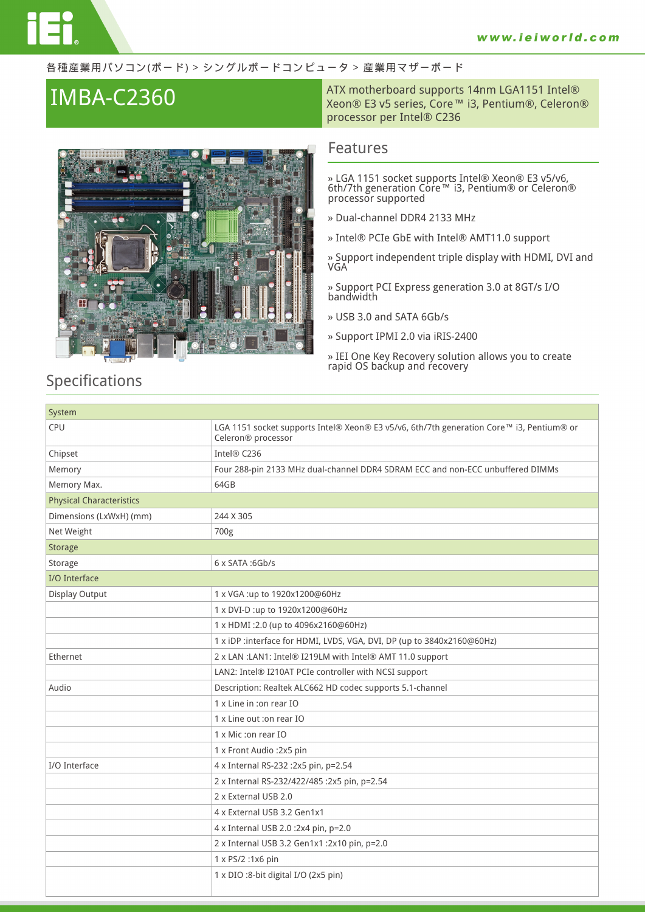各種産業用パソコン(ボード) > シングルボードコンピュータ > 産業用マザーボード

# IMBA-C2360

ATX motherboard supports 14nm LGA1151 Intel® Xeon® E3 v5 series, Core™ i3, Pentium®, Celeron® processor per Intel® C236

## Features

» LGA 1151 socket supports Intel® Xeon® E3 v5/v6, 6th/7th generation Core™ i3, Pentium® or Celeron® processor supported

» Dual-channel DDR4 2133 MHz

» Intel® PCIe GbE with Intel® AMT11.0 support

» Support independent triple display with HDMI, DVI and VGA

» Support PCI Express generation 3.0 at 8GT/s I/O bandwidth

» USB 3.0 and SATA 6Gb/s

» Support IPMI 2.0 via iRIS-2400

» IEI One Key Recovery solution allows you to create rapid OS backup and recovery

## Specifications

| System | |
|---|---|
| CPU | LGA 1151 socket supports Intel® Xeon® E3 v5/v6, 6th/7th generation Core™ i3, Pentium® or Celeron® processor |
| Chipset | Intel® C236 |
| Memory | Four 288-pin 2133 MHz dual-channel DDR4 SDRAM ECC and non-ECC unbuffered DIMMs |
| Memory Max. | 64GB |
| **Physical Characteristics** | |
| Dimensions (LxWxH) (mm) | 244 X 305 |
| Net Weight | 700g |
| **Storage** | |
| Storage | 6 x SATA :6Gb/s |
| **I/O Interface** | |
| Display Output | 1 x VGA :up to 1920x1200@60Hz |
| | 1 x DVI-D :up to 1920x1200@60Hz |
| | 1 x HDMI :2.0 (up to 4096x2160@60Hz) |
| | 1 x iDP :interface for HDMI, LVDS, VGA, DVI, DP (up to 3840x2160@60Hz) |
| Ethernet | 2 x LAN :LAN1: Intel® I219LM with Intel® AMT 11.0 support |
| | LAN2: Intel® I210AT PCIe controller with NCSI support |
| Audio | Description: Realtek ALC662 HD codec supports 5.1-channel |
| | 1 x Line in :on rear IO |
| | 1 x Line out :on rear IO |
| | 1 x Mic :on rear IO |
| | 1 x Front Audio :2x5 pin |
| I/O Interface | 4 x Internal RS-232 :2x5 pin, p=2.54 |
| | 2 x Internal RS-232/422/485 :2x5 pin, p=2.54 |
| | 2 x External USB 2.0 |
| | 4 x External USB 3.2 Gen1x1 |
| | 4 x Internal USB 2.0 :2x4 pin, p=2.0 |
| | 2 x Internal USB 3.2 Gen1x1 :2x10 pin, p=2.0 |
| | 1 x PS/2 :1x6 pin |
| | 1 x DIO :8-bit digital I/O (2x5 pin) |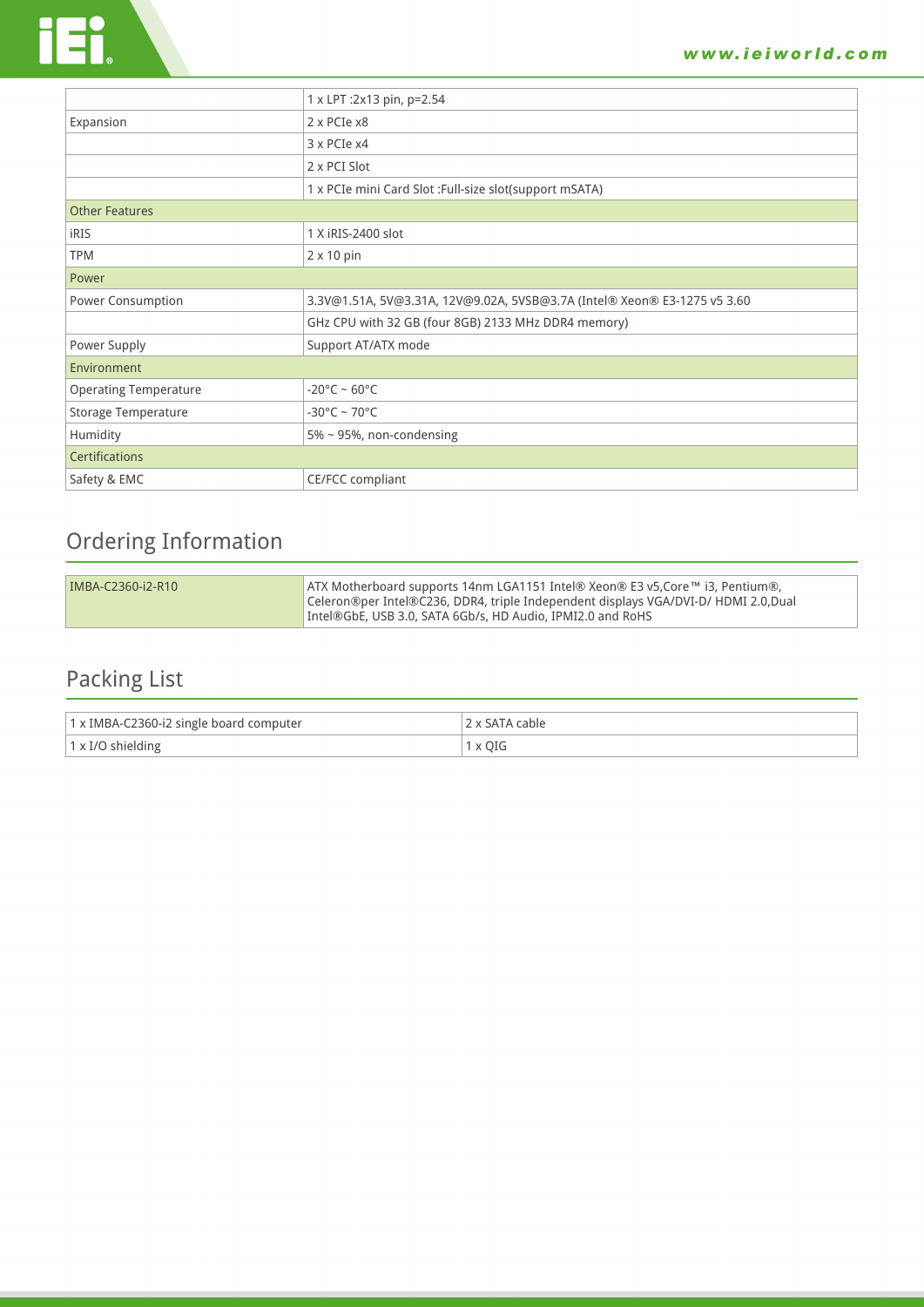| | |
|---|---|
| | 1 x LPT :2x13 pin, p=2.54 |
| Expansion | 2 x PCIe x8 |
| | 3 x PCIe x4 |
| | 2 x PCI Slot |
| | 1 x PCIe mini Card Slot :Full-size slot(support mSATA) |
| Other Features | |
| iRIS | 1 X iRIS-2400 slot |
| TPM | 2 x 10 pin |
| Power | |
| Power Consumption | 3.3V@1.51A, 5V@3.31A, 12V@9.02A, 5VSB@3.7A (Intel® Xeon® E3-1275 v5 3.60 |
| | GHz CPU with 32 GB (four 8GB) 2133 MHz DDR4 memory) |
| Power Supply | Support AT/ATX mode |
| Environment | |
| Operating Temperature | -20°C ~ 60°C |
| Storage Temperature | -30°C ~ 70°C |
| Humidity | 5% ~ 95%, non-condensing |
| Certifications | |
| Safety & EMC | CE/FCC compliant |

## Ordering Information

| | |
|---|---|
| IMBA-C2360-i2-R10 | ATX Motherboard supports 14nm LGA1151 Intel® Xeon® E3 v5,Core™ i3, Pentium®, Celeron®per Intel®C236, DDR4, triple Independent displays VGA/DVI-D/ HDMI 2.0,Dual Intel®GbE, USB 3.0, SATA 6Gb/s, HD Audio, IPMI2.0 and RoHS |

## Packing List

| | |
|---|---|
| 1 x IMBA-C2360-i2 single board computer | 2 x SATA cable |
| 1 x I/O shielding | 1 x QIG |